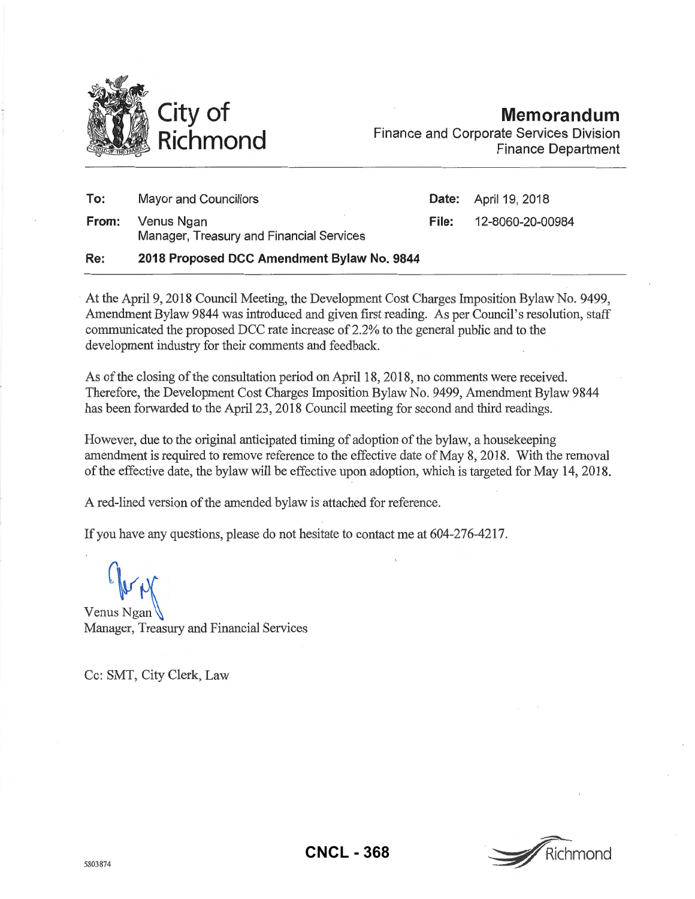City of Richmond

# Memorandum

Finance and Corporate Services Division
Finance Department

| | | | |
|---|---|---|---|
| **To:** | Mayor and Councillors | **Date:** | April 19, 2018 |
| **From:** | Venus Ngan<br>Manager, Treasury and Financial Services | **File:** | 12-8060-20-00984 |
| **Re:** | **2018 Proposed DCC Amendment Bylaw No. 9844** | | |

At the April 9, 2018 Council Meeting, the Development Cost Charges Imposition Bylaw No. 9499, Amendment Bylaw 9844 was introduced and given first reading. As per Council's resolution, staff communicated the proposed DCC rate increase of 2.2% to the general public and to the development industry for their comments and feedback.

As of the closing of the consultation period on April 18, 2018, no comments were received. Therefore, the Development Cost Charges Imposition Bylaw No. 9499, Amendment Bylaw 9844 has been forwarded to the April 23, 2018 Council meeting for second and third readings.

However, due to the original anticipated timing of adoption of the bylaw, a housekeeping amendment is required to remove reference to the effective date of May 8, 2018. With the removal of the effective date, the bylaw will be effective upon adoption, which is targeted for May 14, 2018.

A red-lined version of the amended bylaw is attached for reference.

If you have any questions, please do not hesitate to contact me at 604-276-4217.

Venus Ngan
Manager, Treasury and Financial Services

Cc: SMT, City Clerk, Law

5803874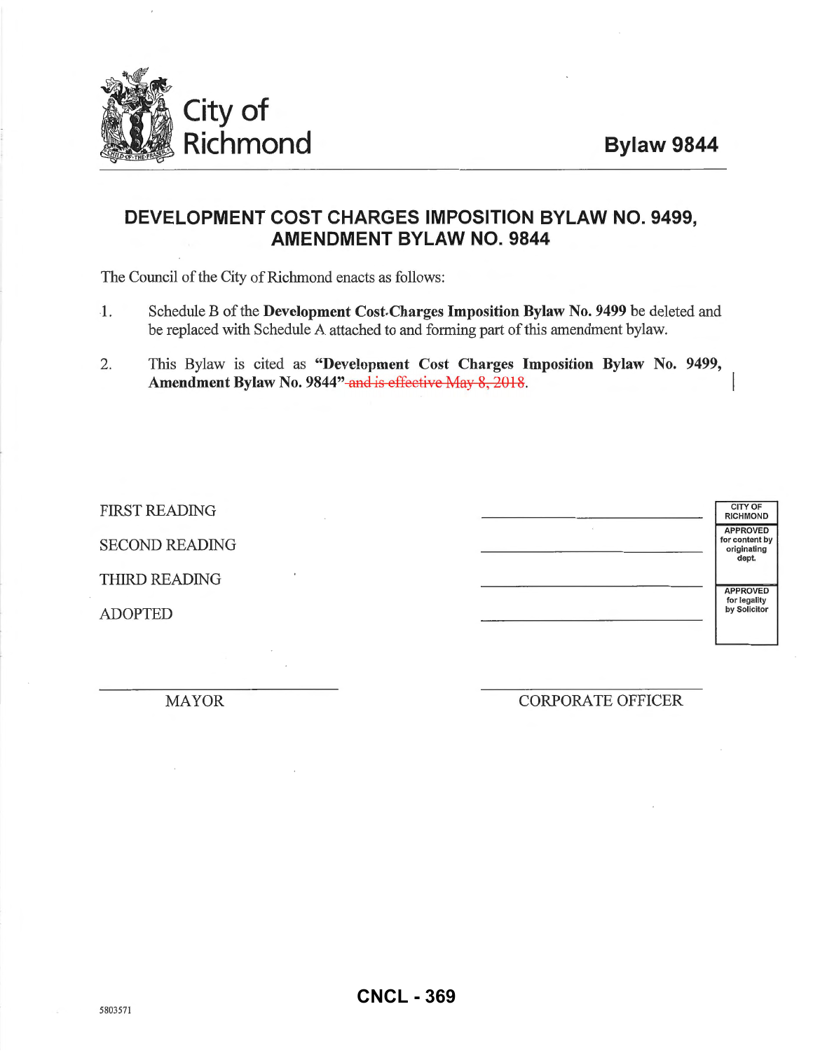# City of Richmond

**Bylaw 9844**

## DEVELOPMENT COST CHARGES IMPOSITION BYLAW NO. 9499, AMENDMENT BYLAW NO. 9844

The Council of the City of Richmond enacts as follows:

1. Schedule B of the **Development Cost Charges Imposition Bylaw No. 9499** be deleted and be replaced with Schedule A attached to and forming part of this amendment bylaw.

2. This Bylaw is cited as **"Development Cost Charges Imposition Bylaw No. 9499, Amendment Bylaw No. 9844"** ~~and is effective May 8, 2018~~.

| | | |
|---|---|---|
| FIRST READING | \_\_\_\_\_\_\_\_\_\_\_\_\_\_\_\_\_\_\_\_ | CITY OF RICHMOND |
| SECOND READING | \_\_\_\_\_\_\_\_\_\_\_\_\_\_\_\_\_\_\_\_ | APPROVED for content by originating dept. |
| THIRD READING | \_\_\_\_\_\_\_\_\_\_\_\_\_\_\_\_\_\_\_\_ | APPROVED for legality by Solicitor |
| ADOPTED | \_\_\_\_\_\_\_\_\_\_\_\_\_\_\_\_\_\_\_\_ | |

\_\_\_\_\_\_\_\_\_\_\_\_\_\_\_\_\_\_\_\_
MAYOR

\_\_\_\_\_\_\_\_\_\_\_\_\_\_\_\_\_\_\_\_
CORPORATE OFFICER

5803571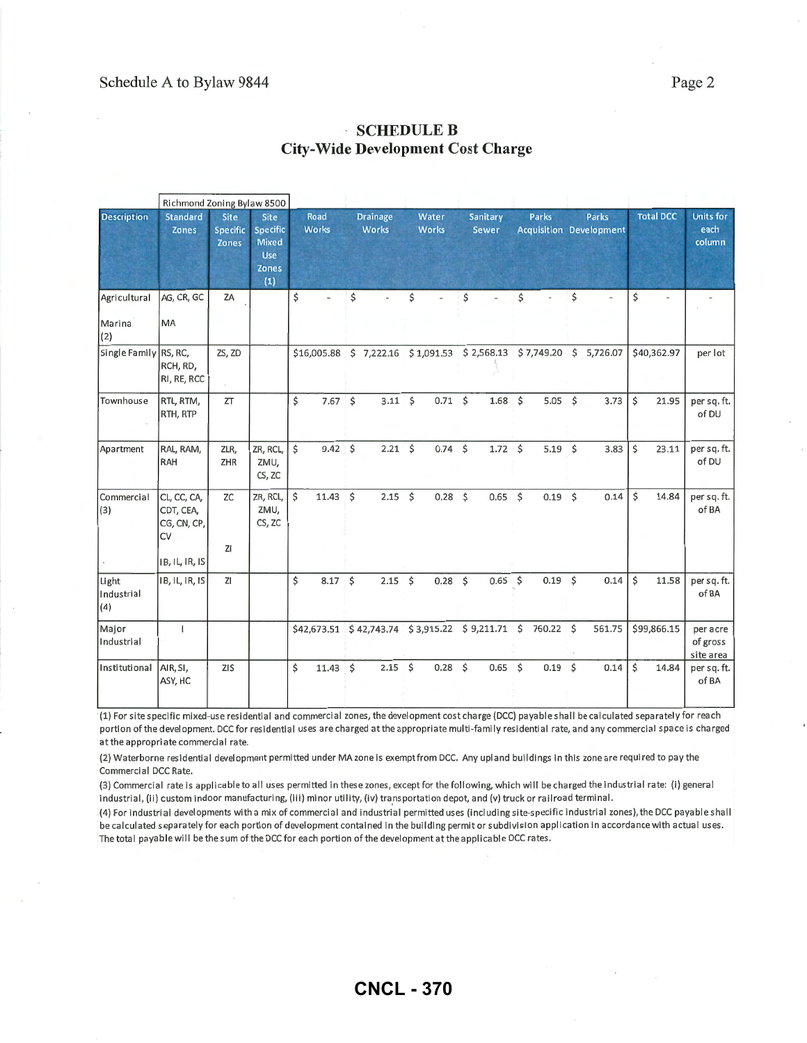## SCHEDULE B
## City-Wide Development Cost Charge

| Description | Richmond Zoning Bylaw 8500 | | | Road Works | Drainage Works | Water Works | Sanitary Sewer | Parks Acquisition | Parks Development | Total DCC | Units for each column |
|---|---|---|---|---|---|---|---|---|---|---|---|
| | Standard Zones | Site Specific Zones | Site Specific Mixed Use Zones (1) | | | | | | | | |
| Agricultural<br><br>Marina (2) | AG, CR, GC<br><br>MA | ZA | | $ - | $ - | $ - | $ - | $ - | $ - | $ - | - |
| Single Family | RS, RC, RCH, RD, RI, RE, RCC | ZS, ZD | | $16,005.88 | $ 7,222.16 | $ 1,091.53 | $ 2,568.13 | $ 7,749.20 | $ 5,726.07 | $40,362.97 | per lot |
| Townhouse | RTL, RTM, RTH, RTP | ZT | | $ 7.67 | $ 3.11 | $ 0.71 | $ 1.68 | $ 5.05 | $ 3.73 | $ 21.95 | per sq. ft. of DU |
| Apartment | RAL, RAM, RAH | ZLR, ZHR | ZR, RCL, ZMU, CS, ZC | $ 9.42 | $ 2.21 | $ 0.74 | $ 1.72 | $ 5.19 | $ 3.83 | $ 23.11 | per sq. ft. of DU |
| Commercial (3) | CL, CC, CA, CDT, CEA, CG, CN, CP, CV<br><br>IB, IL, IR, IS | ZC<br><br>ZI | ZR, RCL, ZMU, CS, ZC | $ 11.43 | $ 2.15 | $ 0.28 | $ 0.65 | $ 0.19 | $ 0.14 | $ 14.84 | per sq. ft. of BA |
| Light Industrial (4) | IB, IL, IR, IS | ZI | | $ 8.17 | $ 2.15 | $ 0.28 | $ 0.65 | $ 0.19 | $ 0.14 | $ 11.58 | per sq. ft. of BA |
| Major Industrial | I | | | $42,673.51 | $ 42,743.74 | $ 3,915.22 | $ 9,211.71 | $ 760.22 | $ 561.75 | $99,866.15 | per acre of gross site area |
| Institutional | AIR, SI, ASY, HC | ZIS | | $ 11.43 | $ 2.15 | $ 0.28 | $ 0.65 | $ 0.19 | $ 0.14 | $ 14.84 | per sq. ft. of BA |

(1) For site specific mixed-use residential and commercial zones, the development cost charge (DCC) payable shall be calculated separately for reach portion of the development. DCC for residential uses are charged at the appropriate multi-family residential rate, and any commercial space is charged at the appropriate commercial rate.

(2) Waterborne residential development permitted under MA zone is exempt from DCC. Any upland buildings in this zone are required to pay the Commercial DCC Rate.

(3) Commercial rate is applicable to all uses permitted in these zones, except for the following, which will be charged the industrial rate: (i) general industrial, (ii) custom indoor manufacturing, (iii) minor utility, (iv) transportation depot, and (v) truck or railroad terminal.

(4) For industrial developments with a mix of commercial and industrial permitted uses (including site-specific industrial zones), the DCC payable shall be calculated separately for each portion of development contained in the building permit or subdivision application in accordance with actual uses. The total payable will be the sum of the DCC for each portion of the development at the applicable DCC rates.